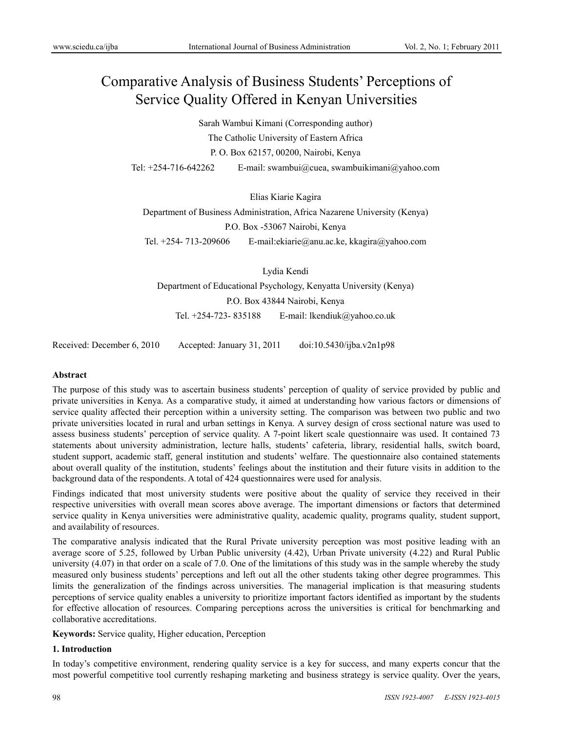# Comparative Analysis of Business Students' Perceptions of Service Quality Offered in Kenyan Universities

Sarah Wambui Kimani (Corresponding author)

The Catholic University of Eastern Africa

P. O. Box 62157, 00200, Nairobi, Kenya

Tel: +254-716-642262 E-mail: swambui@cuea, swambuikimani@yahoo.com

Elias Kiarie Kagira

Department of Business Administration, Africa Nazarene University (Kenya)

P.O. Box -53067 Nairobi, Kenya

Tel. +254- 713-209606 E-mail:ekiarie@anu.ac.ke, kkagira@yahoo.com

Lydia Kendi

Department of Educational Psychology, Kenyatta University (Kenya)

P.O. Box 43844 Nairobi, Kenya

Tel. +254-723- 835188 E-mail: lkendiuk@yahoo.co.uk

Received: December 6, 2010 Accepted: January 31, 2011 doi:10.5430/ijba.v2n1p98

**Abstract**

The purpose of this study was to ascertain business students' perception of quality of service provided by public and private universities in Kenya. As a comparative study, it aimed at understanding how various factors or dimensions of service quality affected their perception within a university setting. The comparison was between two public and two private universities located in rural and urban settings in Kenya. A survey design of cross sectional nature was used to assess business students' perception of service quality. A 7-point likert scale questionnaire was used. It contained 73 statements about university administration, lecture halls, students' cafeteria, library, residential halls, switch board, student support, academic staff, general institution and students' welfare. The questionnaire also contained statements about overall quality of the institution, students' feelings about the institution and their future visits in addition to the background data of the respondents. A total of 424 questionnaires were used for analysis.

Findings indicated that most university students were positive about the quality of service they received in their respective universities with overall mean scores above average. The important dimensions or factors that determined service quality in Kenya universities were administrative quality, academic quality, programs quality, student support, and availability of resources.

The comparative analysis indicated that the Rural Private university perception was most positive leading with an average score of 5.25, followed by Urban Public university (4.42), Urban Private university (4.22) and Rural Public university (4.07) in that order on a scale of 7.0. One of the limitations of this study was in the sample whereby the study measured only business students' perceptions and left out all the other students taking other degree programmes. This limits the generalization of the findings across universities. The managerial implication is that measuring students perceptions of service quality enables a university to prioritize important factors identified as important by the students for effective allocation of resources. Comparing perceptions across the universities is critical for benchmarking and collaborative accreditations.

**Keywords:** Service quality, Higher education, Perception

## 1. Introduction

In today's competitive environment, rendering quality service is a key for success, and many experts concur that the most powerful competitive tool currently reshaping marketing and business strategy is service quality. Over the years,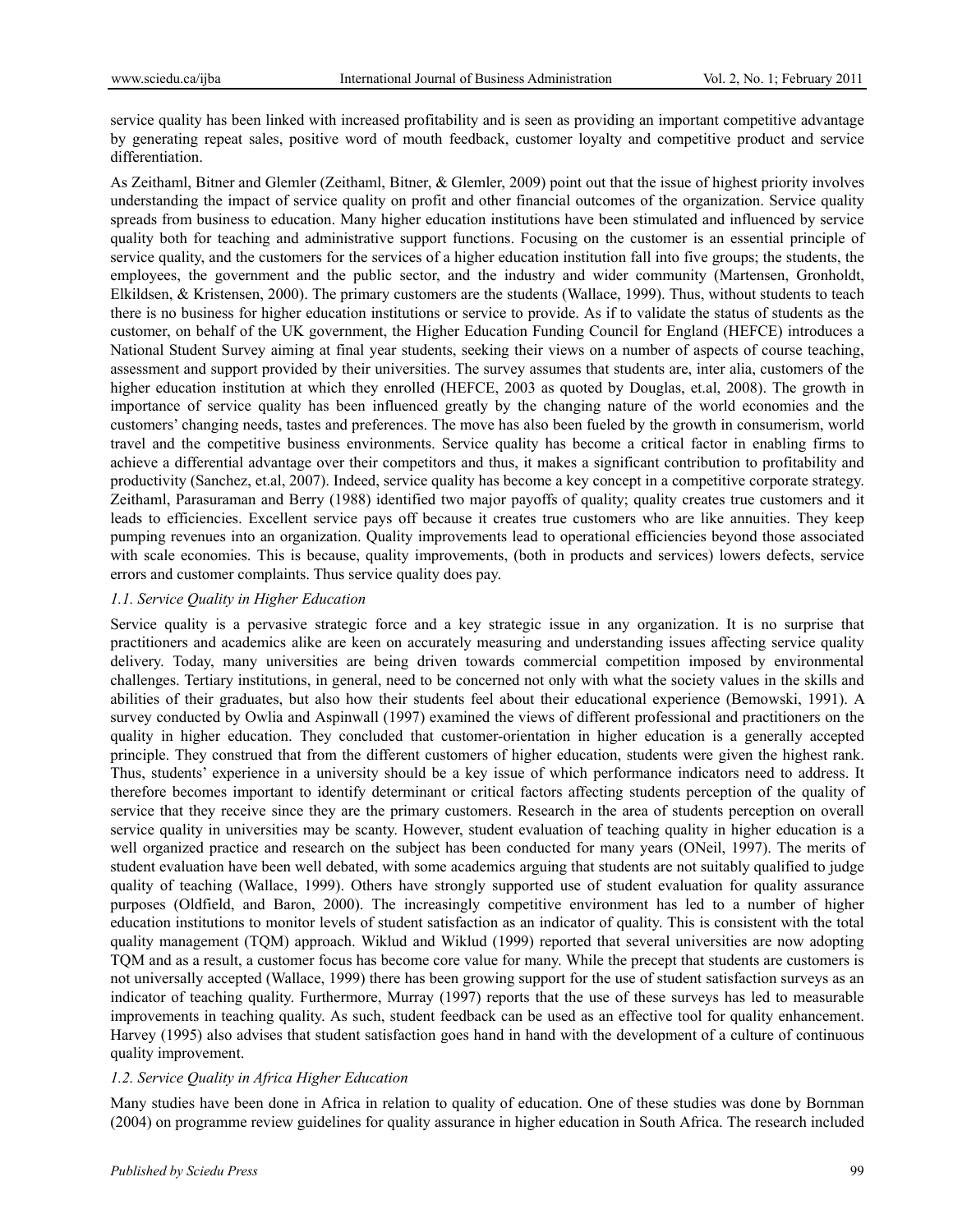service quality has been linked with increased profitability and is seen as providing an important competitive advantage by generating repeat sales, positive word of mouth feedback, customer loyalty and competitive product and service differentiation.

As Zeithaml, Bitner and Glemler (Zeithaml, Bitner, & Glemler, 2009) point out that the issue of highest priority involves understanding the impact of service quality on profit and other financial outcomes of the organization. Service quality spreads from business to education. Many higher education institutions have been stimulated and influenced by service quality both for teaching and administrative support functions. Focusing on the customer is an essential principle of service quality, and the customers for the services of a higher education institution fall into five groups; the students, the employees, the government and the public sector, and the industry and wider community (Martensen, Gronholdt, Elkildsen, & Kristensen, 2000). The primary customers are the students (Wallace, 1999). Thus, without students to teach there is no business for higher education institutions or service to provide. As if to validate the status of students as the customer, on behalf of the UK government, the Higher Education Funding Council for England (HEFCE) introduces a National Student Survey aiming at final year students, seeking their views on a number of aspects of course teaching, assessment and support provided by their universities. The survey assumes that students are, inter alia, customers of the higher education institution at which they enrolled (HEFCE, 2003 as quoted by Douglas, et.al, 2008). The growth in importance of service quality has been influenced greatly by the changing nature of the world economies and the customers' changing needs, tastes and preferences. The move has also been fueled by the growth in consumerism, world travel and the competitive business environments. Service quality has become a critical factor in enabling firms to achieve a differential advantage over their competitors and thus, it makes a significant contribution to profitability and productivity (Sanchez, et.al, 2007). Indeed, service quality has become a key concept in a competitive corporate strategy. Zeithaml, Parasuraman and Berry (1988) identified two major payoffs of quality; quality creates true customers and it leads to efficiencies. Excellent service pays off because it creates true customers who are like annuities. They keep pumping revenues into an organization. Quality improvements lead to operational efficiencies beyond those associated with scale economies. This is because, quality improvements, (both in products and services) lowers defects, service errors and customer complaints. Thus service quality does pay.

### *1.1. Service Quality in Higher Education*

Service quality is a pervasive strategic force and a key strategic issue in any organization. It is no surprise that practitioners and academics alike are keen on accurately measuring and understanding issues affecting service quality delivery. Today, many universities are being driven towards commercial competition imposed by environmental challenges. Tertiary institutions, in general, need to be concerned not only with what the society values in the skills and abilities of their graduates, but also how their students feel about their educational experience (Bemowski, 1991). A survey conducted by Owlia and Aspinwall (1997) examined the views of different professional and practitioners on the quality in higher education. They concluded that customer-orientation in higher education is a generally accepted principle. They construed that from the different customers of higher education, students were given the highest rank. Thus, students' experience in a university should be a key issue of which performance indicators need to address. It therefore becomes important to identify determinant or critical factors affecting students perception of the quality of service that they receive since they are the primary customers. Research in the area of students perception on overall service quality in universities may be scanty. However, student evaluation of teaching quality in higher education is a well organized practice and research on the subject has been conducted for many years (ONeil, 1997). The merits of student evaluation have been well debated, with some academics arguing that students are not suitably qualified to judge quality of teaching (Wallace, 1999). Others have strongly supported use of student evaluation for quality assurance purposes (Oldfield, and Baron, 2000). The increasingly competitive environment has led to a number of higher education institutions to monitor levels of student satisfaction as an indicator of quality. This is consistent with the total quality management (TQM) approach. Wiklud and Wiklud (1999) reported that several universities are now adopting TQM and as a result, a customer focus has become core value for many. While the precept that students are customers is not universally accepted (Wallace, 1999) there has been growing support for the use of student satisfaction surveys as an indicator of teaching quality. Furthermore, Murray (1997) reports that the use of these surveys has led to measurable improvements in teaching quality. As such, student feedback can be used as an effective tool for quality enhancement. Harvey (1995) also advises that student satisfaction goes hand in hand with the development of a culture of continuous quality improvement.

### *1.2. Service Quality in Africa Higher Education*

Many studies have been done in Africa in relation to quality of education. One of these studies was done by Bornman (2004) on programme review guidelines for quality assurance in higher education in South Africa. The research included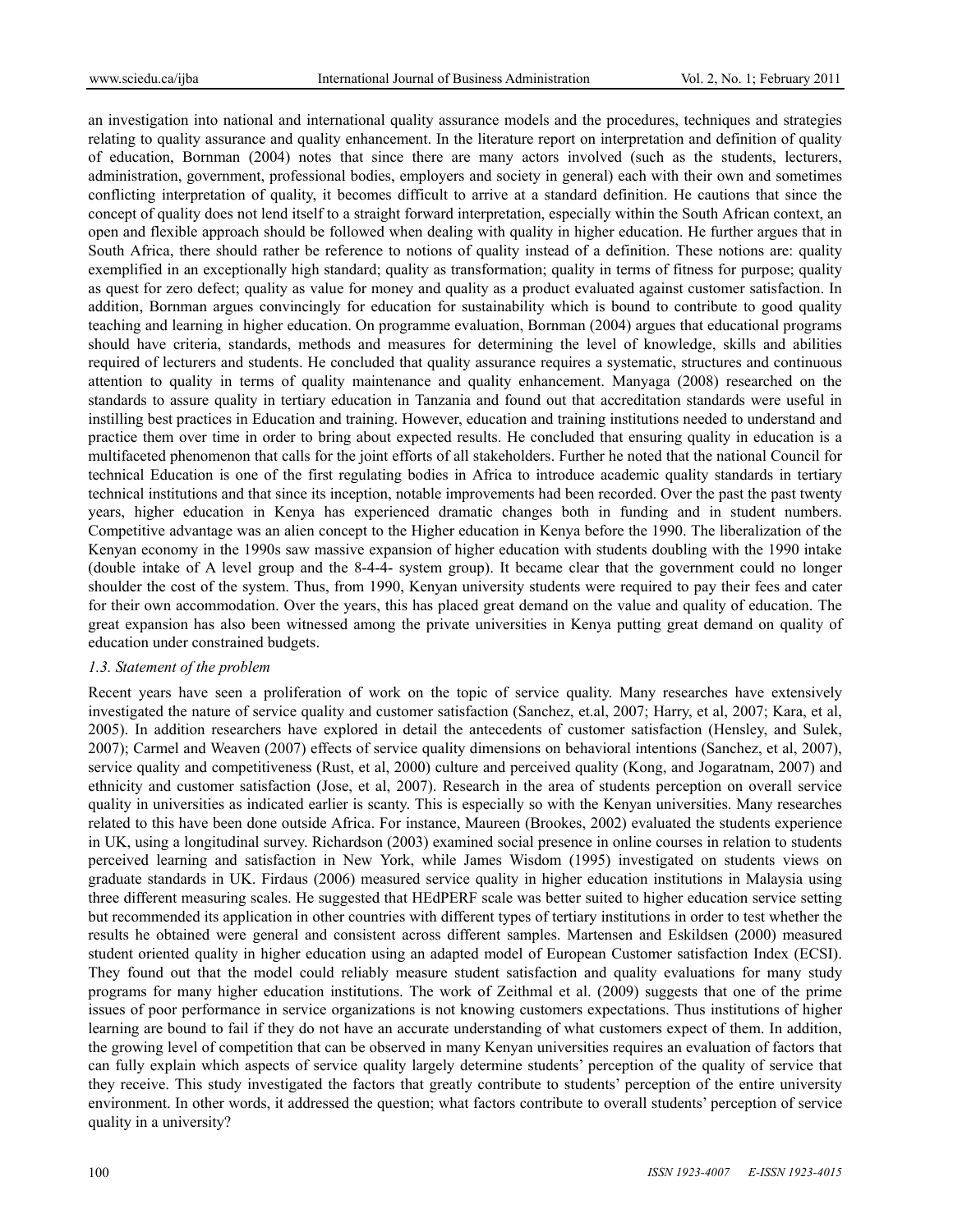an investigation into national and international quality assurance models and the procedures, techniques and strategies relating to quality assurance and quality enhancement. In the literature report on interpretation and definition of quality of education, Bornman (2004) notes that since there are many actors involved (such as the students, lecturers, administration, government, professional bodies, employers and society in general) each with their own and sometimes conflicting interpretation of quality, it becomes difficult to arrive at a standard definition. He cautions that since the concept of quality does not lend itself to a straight forward interpretation, especially within the South African context, an open and flexible approach should be followed when dealing with quality in higher education. He further argues that in South Africa, there should rather be reference to notions of quality instead of a definition. These notions are: quality exemplified in an exceptionally high standard; quality as transformation; quality in terms of fitness for purpose; quality as quest for zero defect; quality as value for money and quality as a product evaluated against customer satisfaction. In addition, Bornman argues convincingly for education for sustainability which is bound to contribute to good quality teaching and learning in higher education. On programme evaluation, Bornman (2004) argues that educational programs should have criteria, standards, methods and measures for determining the level of knowledge, skills and abilities required of lecturers and students. He concluded that quality assurance requires a systematic, structures and continuous attention to quality in terms of quality maintenance and quality enhancement. Manyaga (2008) researched on the standards to assure quality in tertiary education in Tanzania and found out that accreditation standards were useful in instilling best practices in Education and training. However, education and training institutions needed to understand and practice them over time in order to bring about expected results. He concluded that ensuring quality in education is a multifaceted phenomenon that calls for the joint efforts of all stakeholders. Further he noted that the national Council for technical Education is one of the first regulating bodies in Africa to introduce academic quality standards in tertiary technical institutions and that since its inception, notable improvements had been recorded. Over the past the past twenty years, higher education in Kenya has experienced dramatic changes both in funding and in student numbers. Competitive advantage was an alien concept to the Higher education in Kenya before the 1990. The liberalization of the Kenyan economy in the 1990s saw massive expansion of higher education with students doubling with the 1990 intake (double intake of A level group and the 8-4-4- system group). It became clear that the government could no longer shoulder the cost of the system. Thus, from 1990, Kenyan university students were required to pay their fees and cater for their own accommodation. Over the years, this has placed great demand on the value and quality of education. The great expansion has also been witnessed among the private universities in Kenya putting great demand on quality of education under constrained budgets.

### *1.3. Statement of the problem*

Recent years have seen a proliferation of work on the topic of service quality. Many researches have extensively investigated the nature of service quality and customer satisfaction (Sanchez, et.al, 2007; Harry, et al, 2007; Kara, et al, 2005). In addition researchers have explored in detail the antecedents of customer satisfaction (Hensley, and Sulek, 2007); Carmel and Weaven (2007) effects of service quality dimensions on behavioral intentions (Sanchez, et al, 2007), service quality and competitiveness (Rust, et al, 2000) culture and perceived quality (Kong, and Jogaratnam, 2007) and ethnicity and customer satisfaction (Jose, et al, 2007). Research in the area of students perception on overall service quality in universities as indicated earlier is scanty. This is especially so with the Kenyan universities. Many researches related to this have been done outside Africa. For instance, Maureen (Brookes, 2002) evaluated the students experience in UK, using a longitudinal survey. Richardson (2003) examined social presence in online courses in relation to students perceived learning and satisfaction in New York, while James Wisdom (1995) investigated on students views on graduate standards in UK. Firdaus (2006) measured service quality in higher education institutions in Malaysia using three different measuring scales. He suggested that HEdPERF scale was better suited to higher education service setting but recommended its application in other countries with different types of tertiary institutions in order to test whether the results he obtained were general and consistent across different samples. Martensen and Eskildsen (2000) measured student oriented quality in higher education using an adapted model of European Customer satisfaction Index (ECSI). They found out that the model could reliably measure student satisfaction and quality evaluations for many study programs for many higher education institutions. The work of Zeithmal et al. (2009) suggests that one of the prime issues of poor performance in service organizations is not knowing customers expectations. Thus institutions of higher learning are bound to fail if they do not have an accurate understanding of what customers expect of them. In addition, the growing level of competition that can be observed in many Kenyan universities requires an evaluation of factors that can fully explain which aspects of service quality largely determine students' perception of the quality of service that they receive. This study investigated the factors that greatly contribute to students' perception of the entire university environment. In other words, it addressed the question; what factors contribute to overall students' perception of service quality in a university?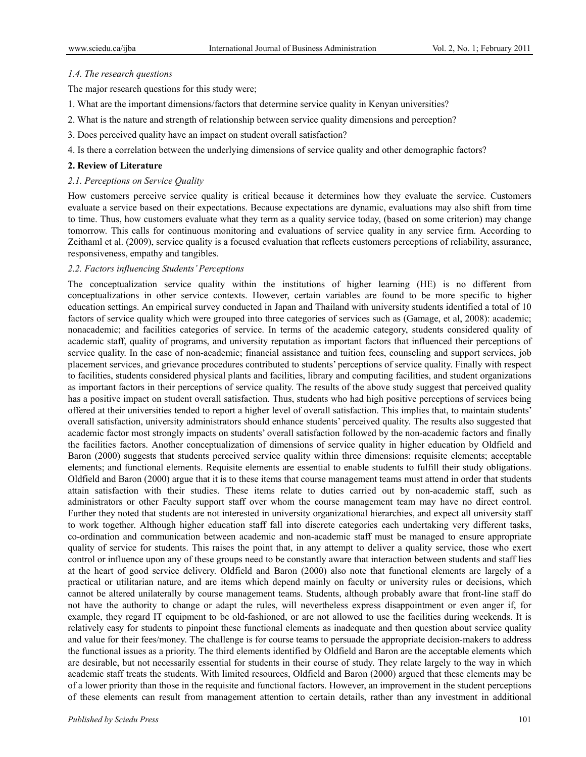### *1.4. The research questions*

The major research questions for this study were;

1. What are the important dimensions/factors that determine service quality in Kenyan universities?
2. What is the nature and strength of relationship between service quality dimensions and perception?
3. Does perceived quality have an impact on student overall satisfaction?
4. Is there a correlation between the underlying dimensions of service quality and other demographic factors?

## **2. Review of Literature**

### *2.1. Perceptions on Service Quality*

How customers perceive service quality is critical because it determines how they evaluate the service. Customers evaluate a service based on their expectations. Because expectations are dynamic, evaluations may also shift from time to time. Thus, how customers evaluate what they term as a quality service today, (based on some criterion) may change tomorrow. This calls for continuous monitoring and evaluations of service quality in any service firm. According to Zeithaml et al. (2009), service quality is a focused evaluation that reflects customers perceptions of reliability, assurance, responsiveness, empathy and tangibles.

### *2.2. Factors influencing Students' Perceptions*

The conceptualization service quality within the institutions of higher learning (HE) is no different from conceptualizations in other service contexts. However, certain variables are found to be more specific to higher education settings. An empirical survey conducted in Japan and Thailand with university students identified a total of 10 factors of service quality which were grouped into three categories of services such as (Gamage, et al, 2008): academic; nonacademic; and facilities categories of service. In terms of the academic category, students considered quality of academic staff, quality of programs, and university reputation as important factors that influenced their perceptions of service quality. In the case of non-academic; financial assistance and tuition fees, counseling and support services, job placement services, and grievance procedures contributed to students' perceptions of service quality. Finally with respect to facilities, students considered physical plants and facilities, library and computing facilities, and student organizations as important factors in their perceptions of service quality. The results of the above study suggest that perceived quality has a positive impact on student overall satisfaction. Thus, students who had high positive perceptions of services being offered at their universities tended to report a higher level of overall satisfaction. This implies that, to maintain students' overall satisfaction, university administrators should enhance students' perceived quality. The results also suggested that academic factor most strongly impacts on students' overall satisfaction followed by the non-academic factors and finally the facilities factors. Another conceptualization of dimensions of service quality in higher education by Oldfield and Baron (2000) suggests that students perceived service quality within three dimensions: requisite elements; acceptable elements; and functional elements. Requisite elements are essential to enable students to fulfill their study obligations. Oldfield and Baron (2000) argue that it is to these items that course management teams must attend in order that students attain satisfaction with their studies. These items relate to duties carried out by non-academic staff, such as administrators or other Faculty support staff over whom the course management team may have no direct control. Further they noted that students are not interested in university organizational hierarchies, and expect all university staff to work together. Although higher education staff fall into discrete categories each undertaking very different tasks, co-ordination and communication between academic and non-academic staff must be managed to ensure appropriate quality of service for students. This raises the point that, in any attempt to deliver a quality service, those who exert control or influence upon any of these groups need to be constantly aware that interaction between students and staff lies at the heart of good service delivery. Oldfield and Baron (2000) also note that functional elements are largely of a practical or utilitarian nature, and are items which depend mainly on faculty or university rules or decisions, which cannot be altered unilaterally by course management teams. Students, although probably aware that front-line staff do not have the authority to change or adapt the rules, will nevertheless express disappointment or even anger if, for example, they regard IT equipment to be old-fashioned, or are not allowed to use the facilities during weekends. It is relatively easy for students to pinpoint these functional elements as inadequate and then question about service quality and value for their fees/money. The challenge is for course teams to persuade the appropriate decision-makers to address the functional issues as a priority. The third elements identified by Oldfield and Baron are the acceptable elements which are desirable, but not necessarily essential for students in their course of study. They relate largely to the way in which academic staff treats the students. With limited resources, Oldfield and Baron (2000) argued that these elements may be of a lower priority than those in the requisite and functional factors. However, an improvement in the student perceptions of these elements can result from management attention to certain details, rather than any investment in additional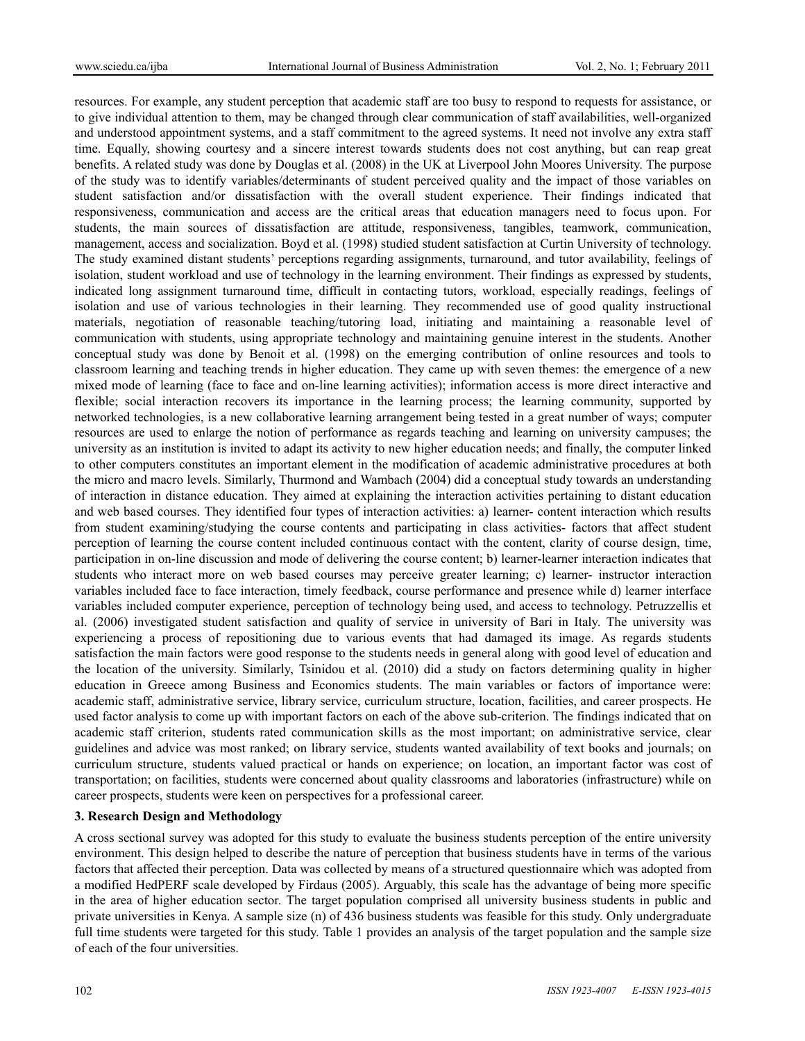resources. For example, any student perception that academic staff are too busy to respond to requests for assistance, or to give individual attention to them, may be changed through clear communication of staff availabilities, well-organized and understood appointment systems, and a staff commitment to the agreed systems. It need not involve any extra staff time. Equally, showing courtesy and a sincere interest towards students does not cost anything, but can reap great benefits. A related study was done by Douglas et al. (2008) in the UK at Liverpool John Moores University. The purpose of the study was to identify variables/determinants of student perceived quality and the impact of those variables on student satisfaction and/or dissatisfaction with the overall student experience. Their findings indicated that responsiveness, communication and access are the critical areas that education managers need to focus upon. For students, the main sources of dissatisfaction are attitude, responsiveness, tangibles, teamwork, communication, management, access and socialization. Boyd et al. (1998) studied student satisfaction at Curtin University of technology. The study examined distant students' perceptions regarding assignments, turnaround, and tutor availability, feelings of isolation, student workload and use of technology in the learning environment. Their findings as expressed by students, indicated long assignment turnaround time, difficult in contacting tutors, workload, especially readings, feelings of isolation and use of various technologies in their learning. They recommended use of good quality instructional materials, negotiation of reasonable teaching/tutoring load, initiating and maintaining a reasonable level of communication with students, using appropriate technology and maintaining genuine interest in the students. Another conceptual study was done by Benoit et al. (1998) on the emerging contribution of online resources and tools to classroom learning and teaching trends in higher education. They came up with seven themes: the emergence of a new mixed mode of learning (face to face and on-line learning activities); information access is more direct interactive and flexible; social interaction recovers its importance in the learning process; the learning community, supported by networked technologies, is a new collaborative learning arrangement being tested in a great number of ways; computer resources are used to enlarge the notion of performance as regards teaching and learning on university campuses; the university as an institution is invited to adapt its activity to new higher education needs; and finally, the computer linked to other computers constitutes an important element in the modification of academic administrative procedures at both the micro and macro levels. Similarly, Thurmond and Wambach (2004) did a conceptual study towards an understanding of interaction in distance education. They aimed at explaining the interaction activities pertaining to distant education and web based courses. They identified four types of interaction activities: a) learner- content interaction which results from student examining/studying the course contents and participating in class activities- factors that affect student perception of learning the course content included continuous contact with the content, clarity of course design, time, participation in on-line discussion and mode of delivering the course content; b) learner-learner interaction indicates that students who interact more on web based courses may perceive greater learning; c) learner- instructor interaction variables included face to face interaction, timely feedback, course performance and presence while d) learner interface variables included computer experience, perception of technology being used, and access to technology. Petruzzellis et al. (2006) investigated student satisfaction and quality of service in university of Bari in Italy. The university was experiencing a process of repositioning due to various events that had damaged its image. As regards students satisfaction the main factors were good response to the students needs in general along with good level of education and the location of the university. Similarly, Tsinidou et al. (2010) did a study on factors determining quality in higher education in Greece among Business and Economics students. The main variables or factors of importance were: academic staff, administrative service, library service, curriculum structure, location, facilities, and career prospects. He used factor analysis to come up with important factors on each of the above sub-criterion. The findings indicated that on academic staff criterion, students rated communication skills as the most important; on administrative service, clear guidelines and advice was most ranked; on library service, students wanted availability of text books and journals; on curriculum structure, students valued practical or hands on experience; on location, an important factor was cost of transportation; on facilities, students were concerned about quality classrooms and laboratories (infrastructure) while on career prospects, students were keen on perspectives for a professional career.

## 3. Research Design and Methodology

A cross sectional survey was adopted for this study to evaluate the business students perception of the entire university environment. This design helped to describe the nature of perception that business students have in terms of the various factors that affected their perception. Data was collected by means of a structured questionnaire which was adopted from a modified HedPERF scale developed by Firdaus (2005). Arguably, this scale has the advantage of being more specific in the area of higher education sector. The target population comprised all university business students in public and private universities in Kenya. A sample size (n) of 436 business students was feasible for this study. Only undergraduate full time students were targeted for this study. Table 1 provides an analysis of the target population and the sample size of each of the four universities.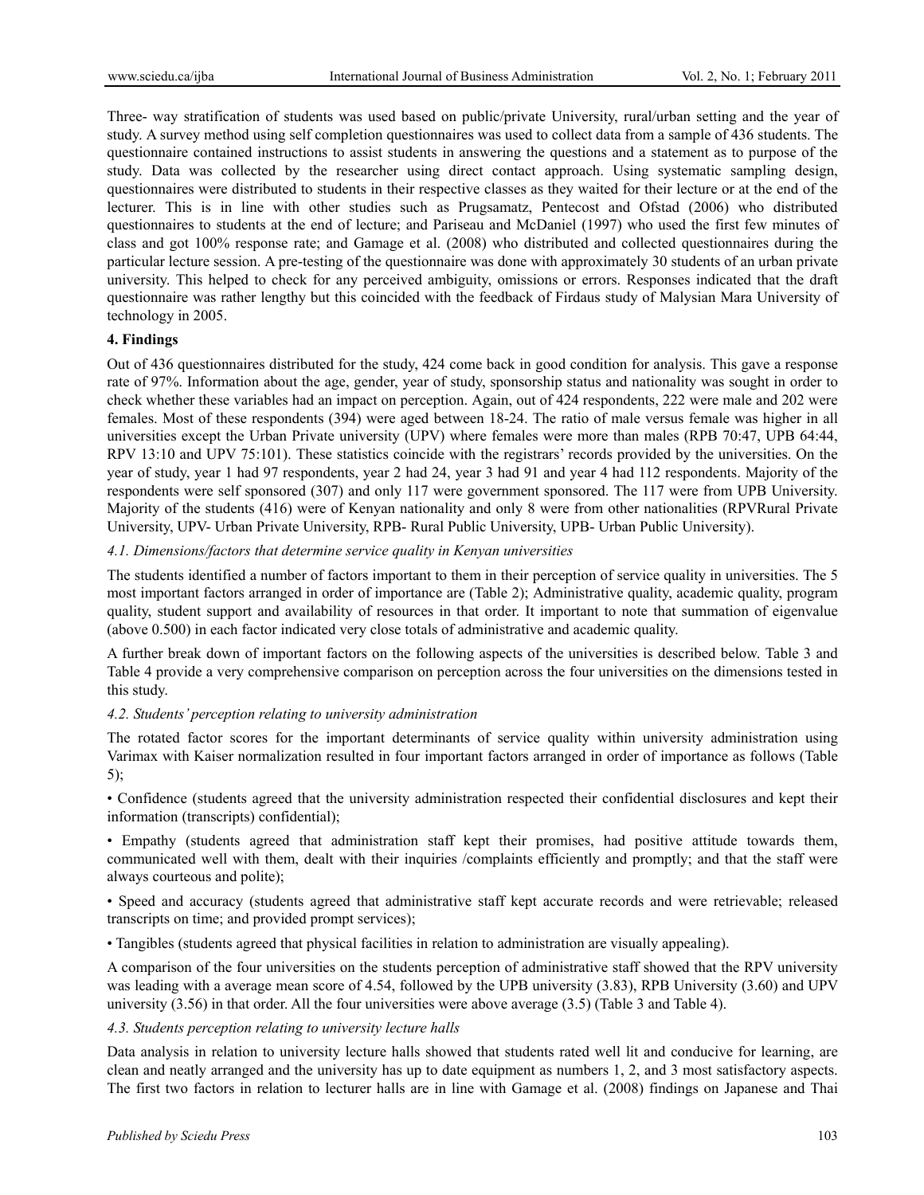Three- way stratification of students was used based on public/private University, rural/urban setting and the year of study. A survey method using self completion questionnaires was used to collect data from a sample of 436 students. The questionnaire contained instructions to assist students in answering the questions and a statement as to purpose of the study. Data was collected by the researcher using direct contact approach. Using systematic sampling design, questionnaires were distributed to students in their respective classes as they waited for their lecture or at the end of the lecturer. This is in line with other studies such as Prugsamatz, Pentecost and Ofstad (2006) who distributed questionnaires to students at the end of lecture; and Pariseau and McDaniel (1997) who used the first few minutes of class and got 100% response rate; and Gamage et al. (2008) who distributed and collected questionnaires during the particular lecture session. A pre-testing of the questionnaire was done with approximately 30 students of an urban private university. This helped to check for any perceived ambiguity, omissions or errors. Responses indicated that the draft questionnaire was rather lengthy but this coincided with the feedback of Firdaus study of Malysian Mara University of technology in 2005.

## 4. Findings

Out of 436 questionnaires distributed for the study, 424 come back in good condition for analysis. This gave a response rate of 97%. Information about the age, gender, year of study, sponsorship status and nationality was sought in order to check whether these variables had an impact on perception. Again, out of 424 respondents, 222 were male and 202 were females. Most of these respondents (394) were aged between 18-24. The ratio of male versus female was higher in all universities except the Urban Private university (UPV) where females were more than males (RPB 70:47, UPB 64:44, RPV 13:10 and UPV 75:101). These statistics coincide with the registrars' records provided by the universities. On the year of study, year 1 had 97 respondents, year 2 had 24, year 3 had 91 and year 4 had 112 respondents. Majority of the respondents were self sponsored (307) and only 117 were government sponsored. The 117 were from UPB University. Majority of the students (416) were of Kenyan nationality and only 8 were from other nationalities (RPVRural Private University, UPV- Urban Private University, RPB- Rural Public University, UPB- Urban Public University).

### *4.1. Dimensions/factors that determine service quality in Kenyan universities*

The students identified a number of factors important to them in their perception of service quality in universities. The 5 most important factors arranged in order of importance are (Table 2); Administrative quality, academic quality, program quality, student support and availability of resources in that order. It important to note that summation of eigenvalue (above 0.500) in each factor indicated very close totals of administrative and academic quality.

A further break down of important factors on the following aspects of the universities is described below. Table 3 and Table 4 provide a very comprehensive comparison on perception across the four universities on the dimensions tested in this study.

### *4.2. Students' perception relating to university administration*

The rotated factor scores for the important determinants of service quality within university administration using Varimax with Kaiser normalization resulted in four important factors arranged in order of importance as follows (Table 5);

• Confidence (students agreed that the university administration respected their confidential disclosures and kept their information (transcripts) confidential);

• Empathy (students agreed that administration staff kept their promises, had positive attitude towards them, communicated well with them, dealt with their inquiries /complaints efficiently and promptly; and that the staff were always courteous and polite);

• Speed and accuracy (students agreed that administrative staff kept accurate records and were retrievable; released transcripts on time; and provided prompt services);

• Tangibles (students agreed that physical facilities in relation to administration are visually appealing).

A comparison of the four universities on the students perception of administrative staff showed that the RPV university was leading with a average mean score of 4.54, followed by the UPB university (3.83), RPB University (3.60) and UPV university (3.56) in that order. All the four universities were above average (3.5) (Table 3 and Table 4).

### *4.3. Students perception relating to university lecture halls*

Data analysis in relation to university lecture halls showed that students rated well lit and conducive for learning, are clean and neatly arranged and the university has up to date equipment as numbers 1, 2, and 3 most satisfactory aspects. The first two factors in relation to lecturer halls are in line with Gamage et al. (2008) findings on Japanese and Thai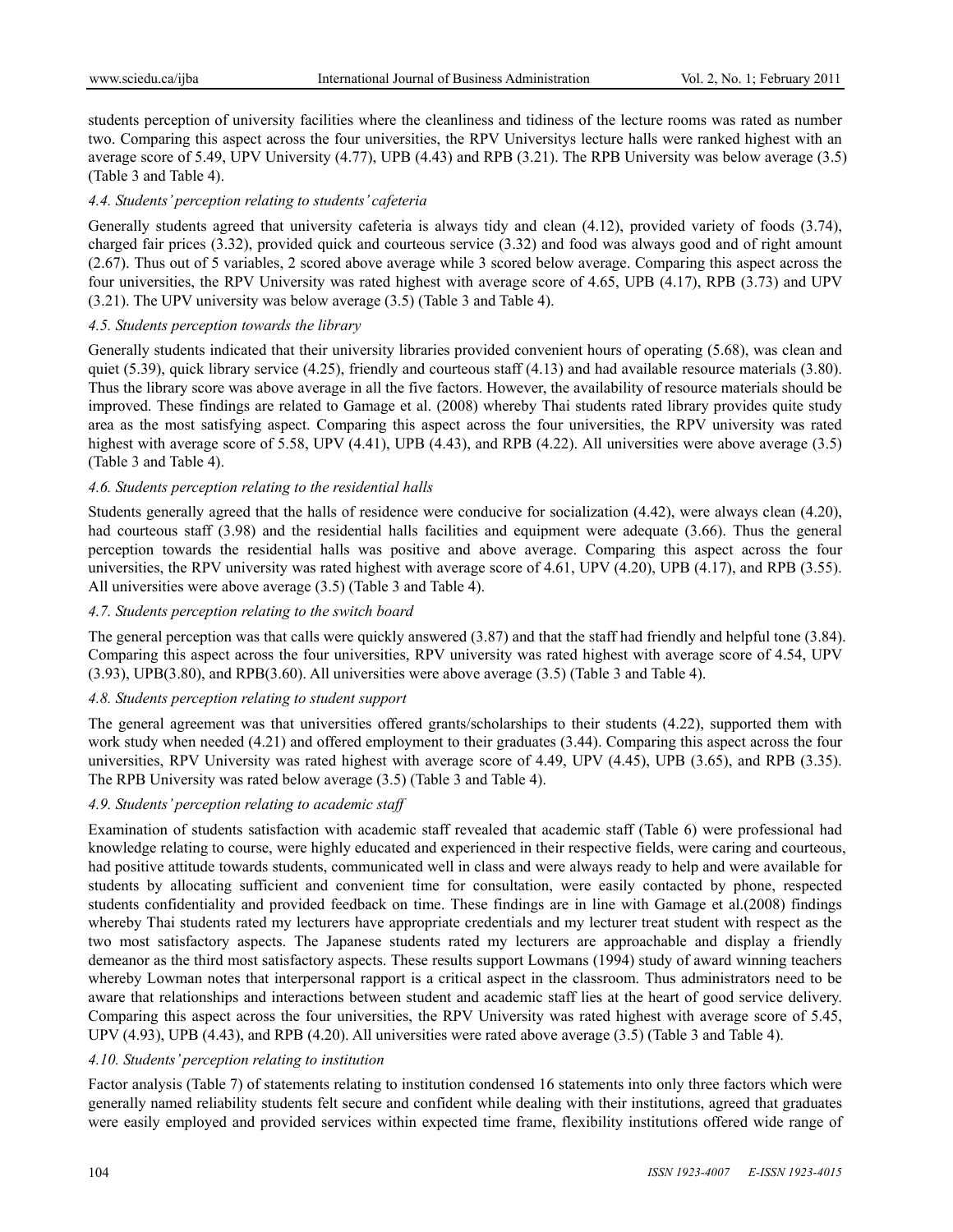students perception of university facilities where the cleanliness and tidiness of the lecture rooms was rated as number two. Comparing this aspect across the four universities, the RPV Universitys lecture halls were ranked highest with an average score of 5.49, UPV University (4.77), UPB (4.43) and RPB (3.21). The RPB University was below average (3.5) (Table 3 and Table 4).

### *4.4. Students' perception relating to students' cafeteria*

Generally students agreed that university cafeteria is always tidy and clean (4.12), provided variety of foods (3.74), charged fair prices (3.32), provided quick and courteous service (3.32) and food was always good and of right amount (2.67). Thus out of 5 variables, 2 scored above average while 3 scored below average. Comparing this aspect across the four universities, the RPV University was rated highest with average score of 4.65, UPB (4.17), RPB (3.73) and UPV (3.21). The UPV university was below average (3.5) (Table 3 and Table 4).

### *4.5. Students perception towards the library*

Generally students indicated that their university libraries provided convenient hours of operating (5.68), was clean and quiet (5.39), quick library service (4.25), friendly and courteous staff (4.13) and had available resource materials (3.80). Thus the library score was above average in all the five factors. However, the availability of resource materials should be improved. These findings are related to Gamage et al. (2008) whereby Thai students rated library provides quite study area as the most satisfying aspect. Comparing this aspect across the four universities, the RPV university was rated highest with average score of 5.58, UPV (4.41), UPB (4.43), and RPB (4.22). All universities were above average (3.5) (Table 3 and Table 4).

### *4.6. Students perception relating to the residential halls*

Students generally agreed that the halls of residence were conducive for socialization (4.42), were always clean (4.20), had courteous staff (3.98) and the residential halls facilities and equipment were adequate (3.66). Thus the general perception towards the residential halls was positive and above average. Comparing this aspect across the four universities, the RPV university was rated highest with average score of 4.61, UPV (4.20), UPB (4.17), and RPB (3.55). All universities were above average (3.5) (Table 3 and Table 4).

### *4.7. Students perception relating to the switch board*

The general perception was that calls were quickly answered (3.87) and that the staff had friendly and helpful tone (3.84). Comparing this aspect across the four universities, RPV university was rated highest with average score of 4.54, UPV (3.93), UPB(3.80), and RPB(3.60). All universities were above average (3.5) (Table 3 and Table 4).

### *4.8. Students perception relating to student support*

The general agreement was that universities offered grants/scholarships to their students (4.22), supported them with work study when needed (4.21) and offered employment to their graduates (3.44). Comparing this aspect across the four universities, RPV University was rated highest with average score of 4.49, UPV (4.45), UPB (3.65), and RPB (3.35). The RPB University was rated below average (3.5) (Table 3 and Table 4).

### *4.9. Students' perception relating to academic staff*

Examination of students satisfaction with academic staff revealed that academic staff (Table 6) were professional had knowledge relating to course, were highly educated and experienced in their respective fields, were caring and courteous, had positive attitude towards students, communicated well in class and were always ready to help and were available for students by allocating sufficient and convenient time for consultation, were easily contacted by phone, respected students confidentiality and provided feedback on time. These findings are in line with Gamage et al.(2008) findings whereby Thai students rated my lecturers have appropriate credentials and my lecturer treat student with respect as the two most satisfactory aspects. The Japanese students rated my lecturers are approachable and display a friendly demeanor as the third most satisfactory aspects. These results support Lowmans (1994) study of award winning teachers whereby Lowman notes that interpersonal rapport is a critical aspect in the classroom. Thus administrators need to be aware that relationships and interactions between student and academic staff lies at the heart of good service delivery. Comparing this aspect across the four universities, the RPV University was rated highest with average score of 5.45, UPV (4.93), UPB (4.43), and RPB (4.20). All universities were rated above average (3.5) (Table 3 and Table 4).

### *4.10. Students' perception relating to institution*

Factor analysis (Table 7) of statements relating to institution condensed 16 statements into only three factors which were generally named reliability students felt secure and confident while dealing with their institutions, agreed that graduates were easily employed and provided services within expected time frame, flexibility institutions offered wide range of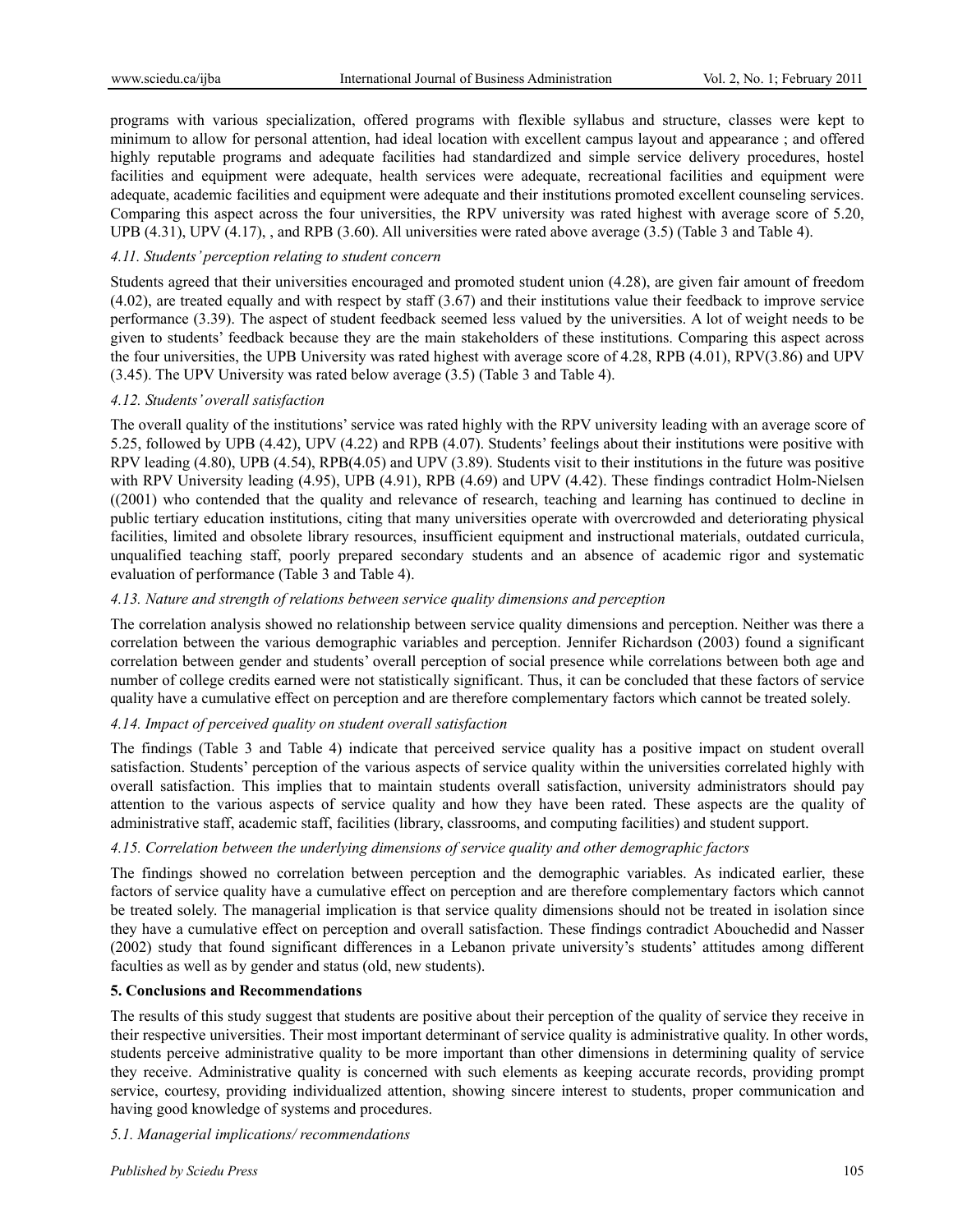programs with various specialization, offered programs with flexible syllabus and structure, classes were kept to minimum to allow for personal attention, had ideal location with excellent campus layout and appearance ; and offered highly reputable programs and adequate facilities had standardized and simple service delivery procedures, hostel facilities and equipment were adequate, health services were adequate, recreational facilities and equipment were adequate, academic facilities and equipment were adequate and their institutions promoted excellent counseling services. Comparing this aspect across the four universities, the RPV university was rated highest with average score of 5.20, UPB (4.31), UPV (4.17), , and RPB (3.60). All universities were rated above average (3.5) (Table 3 and Table 4).

### *4.11. Students' perception relating to student concern*

Students agreed that their universities encouraged and promoted student union (4.28), are given fair amount of freedom (4.02), are treated equally and with respect by staff (3.67) and their institutions value their feedback to improve service performance (3.39). The aspect of student feedback seemed less valued by the universities. A lot of weight needs to be given to students' feedback because they are the main stakeholders of these institutions. Comparing this aspect across the four universities, the UPB University was rated highest with average score of 4.28, RPB (4.01), RPV(3.86) and UPV (3.45). The UPV University was rated below average (3.5) (Table 3 and Table 4).

### *4.12. Students' overall satisfaction*

The overall quality of the institutions' service was rated highly with the RPV university leading with an average score of 5.25, followed by UPB (4.42), UPV (4.22) and RPB (4.07). Students' feelings about their institutions were positive with RPV leading (4.80), UPB (4.54), RPB(4.05) and UPV (3.89). Students visit to their institutions in the future was positive with RPV University leading (4.95), UPB (4.91), RPB (4.69) and UPV (4.42). These findings contradict Holm-Nielsen ((2001) who contended that the quality and relevance of research, teaching and learning has continued to decline in public tertiary education institutions, citing that many universities operate with overcrowded and deteriorating physical facilities, limited and obsolete library resources, insufficient equipment and instructional materials, outdated curricula, unqualified teaching staff, poorly prepared secondary students and an absence of academic rigor and systematic evaluation of performance (Table 3 and Table 4).

### *4.13. Nature and strength of relations between service quality dimensions and perception*

The correlation analysis showed no relationship between service quality dimensions and perception. Neither was there a correlation between the various demographic variables and perception. Jennifer Richardson (2003) found a significant correlation between gender and students' overall perception of social presence while correlations between both age and number of college credits earned were not statistically significant. Thus, it can be concluded that these factors of service quality have a cumulative effect on perception and are therefore complementary factors which cannot be treated solely.

### *4.14. Impact of perceived quality on student overall satisfaction*

The findings (Table 3 and Table 4) indicate that perceived service quality has a positive impact on student overall satisfaction. Students' perception of the various aspects of service quality within the universities correlated highly with overall satisfaction. This implies that to maintain students overall satisfaction, university administrators should pay attention to the various aspects of service quality and how they have been rated. These aspects are the quality of administrative staff, academic staff, facilities (library, classrooms, and computing facilities) and student support.

### *4.15. Correlation between the underlying dimensions of service quality and other demographic factors*

The findings showed no correlation between perception and the demographic variables. As indicated earlier, these factors of service quality have a cumulative effect on perception and are therefore complementary factors which cannot be treated solely. The managerial implication is that service quality dimensions should not be treated in isolation since they have a cumulative effect on perception and overall satisfaction. These findings contradict Abouchedid and Nasser (2002) study that found significant differences in a Lebanon private university's students' attitudes among different faculties as well as by gender and status (old, new students).

## **5. Conclusions and Recommendations**

The results of this study suggest that students are positive about their perception of the quality of service they receive in their respective universities. Their most important determinant of service quality is administrative quality. In other words, students perceive administrative quality to be more important than other dimensions in determining quality of service they receive. Administrative quality is concerned with such elements as keeping accurate records, providing prompt service, courtesy, providing individualized attention, showing sincere interest to students, proper communication and having good knowledge of systems and procedures.

### *5.1. Managerial implications/ recommendations*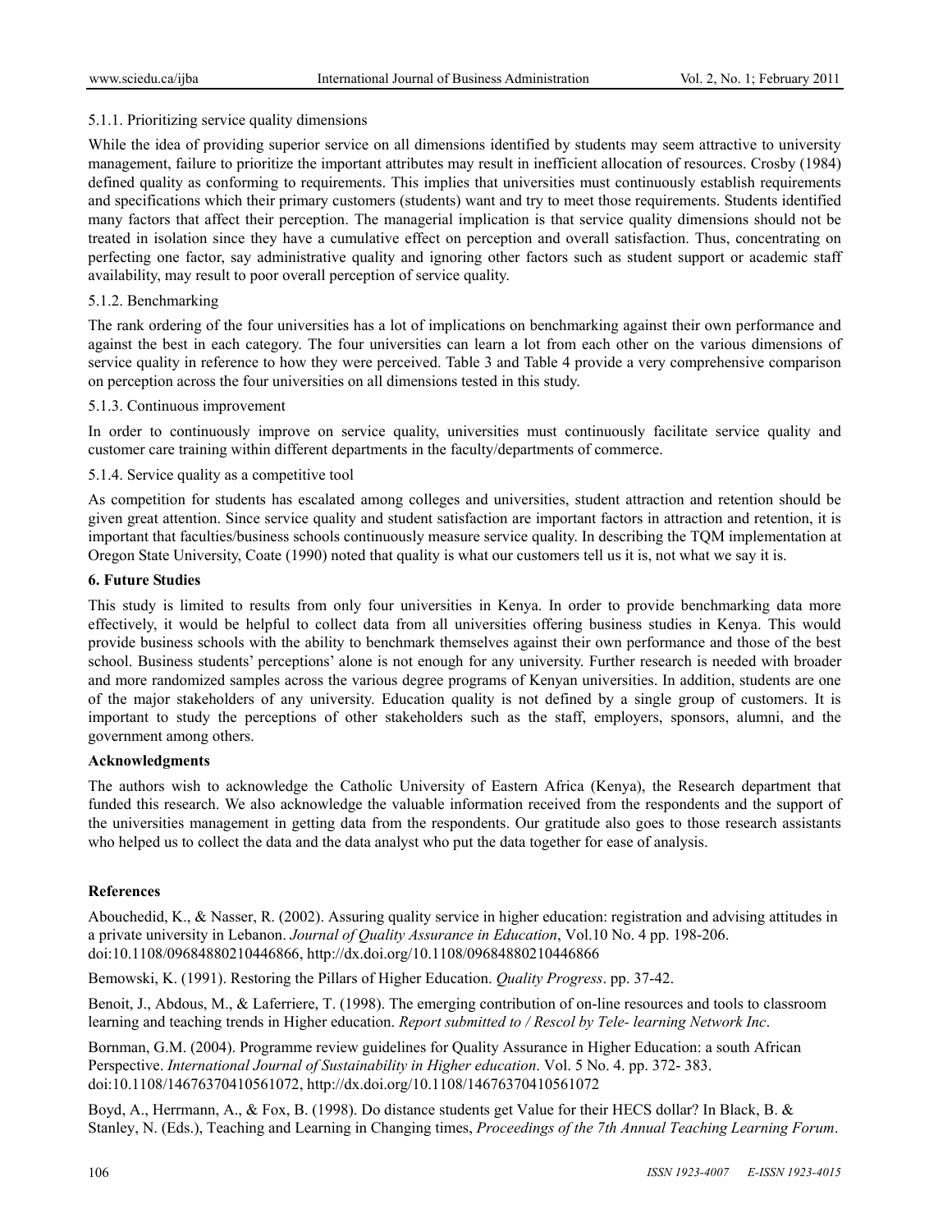#### 5.1.1. Prioritizing service quality dimensions

While the idea of providing superior service on all dimensions identified by students may seem attractive to university management, failure to prioritize the important attributes may result in inefficient allocation of resources. Crosby (1984) defined quality as conforming to requirements. This implies that universities must continuously establish requirements and specifications which their primary customers (students) want and try to meet those requirements. Students identified many factors that affect their perception. The managerial implication is that service quality dimensions should not be treated in isolation since they have a cumulative effect on perception and overall satisfaction. Thus, concentrating on perfecting one factor, say administrative quality and ignoring other factors such as student support or academic staff availability, may result to poor overall perception of service quality.

#### 5.1.2. Benchmarking

The rank ordering of the four universities has a lot of implications on benchmarking against their own performance and against the best in each category. The four universities can learn a lot from each other on the various dimensions of service quality in reference to how they were perceived. Table 3 and Table 4 provide a very comprehensive comparison on perception across the four universities on all dimensions tested in this study.

#### 5.1.3. Continuous improvement

In order to continuously improve on service quality, universities must continuously facilitate service quality and customer care training within different departments in the faculty/departments of commerce.

#### 5.1.4. Service quality as a competitive tool

As competition for students has escalated among colleges and universities, student attraction and retention should be given great attention. Since service quality and student satisfaction are important factors in attraction and retention, it is important that faculties/business schools continuously measure service quality. In describing the TQM implementation at Oregon State University, Coate (1990) noted that quality is what our customers tell us it is, not what we say it is.

## 6. Future Studies

This study is limited to results from only four universities in Kenya. In order to provide benchmarking data more effectively, it would be helpful to collect data from all universities offering business studies in Kenya. This would provide business schools with the ability to benchmark themselves against their own performance and those of the best school. Business students' perceptions' alone is not enough for any university. Further research is needed with broader and more randomized samples across the various degree programs of Kenyan universities. In addition, students are one of the major stakeholders of any university. Education quality is not defined by a single group of customers. It is important to study the perceptions of other stakeholders such as the staff, employers, sponsors, alumni, and the government among others.

## Acknowledgments

The authors wish to acknowledge the Catholic University of Eastern Africa (Kenya), the Research department that funded this research. We also acknowledge the valuable information received from the respondents and the support of the universities management in getting data from the respondents. Our gratitude also goes to those research assistants who helped us to collect the data and the data analyst who put the data together for ease of analysis.

## References

Abouchedid, K., & Nasser, R. (2002). Assuring quality service in higher education: registration and advising attitudes in a private university in Lebanon. *Journal of Quality Assurance in Education*, Vol.10 No. 4 pp. 198-206. doi:10.1108/09684880210446866, http://dx.doi.org/10.1108/09684880210446866

Bemowski, K. (1991). Restoring the Pillars of Higher Education. *Quality Progress*. pp. 37-42.

Benoit, J., Abdous, M., & Laferriere, T. (1998). The emerging contribution of on-line resources and tools to classroom learning and teaching trends in Higher education. *Report submitted to / Rescol by Tele- learning Network Inc*.

Bornman, G.M. (2004). Programme review guidelines for Quality Assurance in Higher Education: a south African Perspective. *International Journal of Sustainability in Higher education*. Vol. 5 No. 4. pp. 372- 383. doi:10.1108/14676370410561072, http://dx.doi.org/10.1108/14676370410561072

Boyd, A., Herrmann, A., & Fox, B. (1998). Do distance students get Value for their HECS dollar? In Black, B. & Stanley, N. (Eds.), Teaching and Learning in Changing times, *Proceedings of the 7th Annual Teaching Learning Forum*.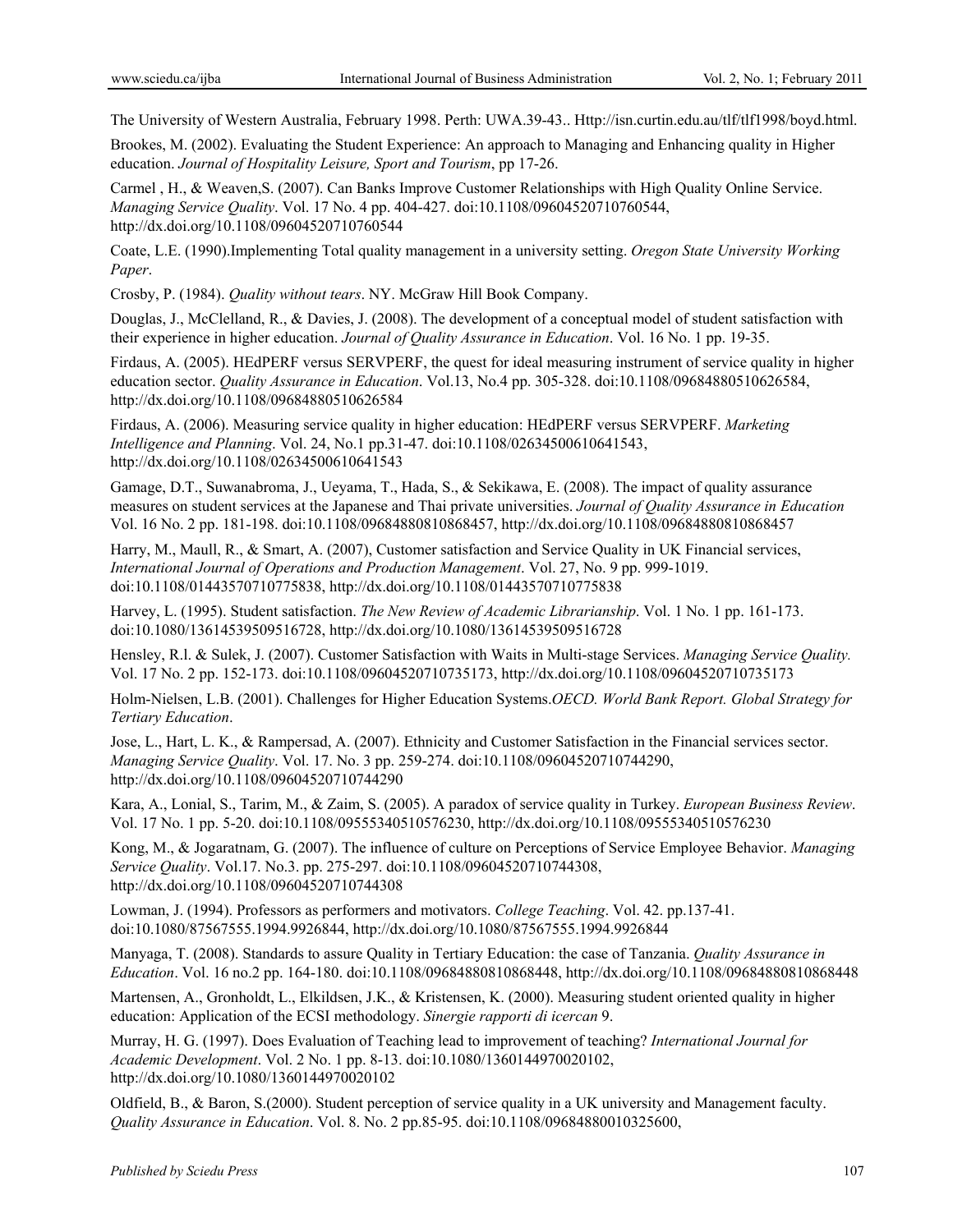The University of Western Australia, February 1998. Perth: UWA.39-43.. Http://isn.curtin.edu.au/tlf/tlf1998/boyd.html.

Brookes, M. (2002). Evaluating the Student Experience: An approach to Managing and Enhancing quality in Higher education. *Journal of Hospitality Leisure, Sport and Tourism*, pp 17-26.

Carmel , H., & Weaven,S. (2007). Can Banks Improve Customer Relationships with High Quality Online Service. *Managing Service Quality*. Vol. 17 No. 4 pp. 404-427. doi:10.1108/09604520710760544, http://dx.doi.org/10.1108/09604520710760544

Coate, L.E. (1990).Implementing Total quality management in a university setting. *Oregon State University Working Paper*.

Crosby, P. (1984). *Quality without tears*. NY. McGraw Hill Book Company.

Douglas, J., McClelland, R., & Davies, J. (2008). The development of a conceptual model of student satisfaction with their experience in higher education. *Journal of Quality Assurance in Education*. Vol. 16 No. 1 pp. 19-35.

Firdaus, A. (2005). HEdPERF versus SERVPERF, the quest for ideal measuring instrument of service quality in higher education sector. *Quality Assurance in Education*. Vol.13, No.4 pp. 305-328. doi:10.1108/09684880510626584, http://dx.doi.org/10.1108/09684880510626584

Firdaus, A. (2006). Measuring service quality in higher education: HEdPERF versus SERVPERF. *Marketing Intelligence and Planning*. Vol. 24, No.1 pp.31-47. doi:10.1108/02634500610641543, http://dx.doi.org/10.1108/02634500610641543

Gamage, D.T., Suwanabroma, J., Ueyama, T., Hada, S., & Sekikawa, E. (2008). The impact of quality assurance measures on student services at the Japanese and Thai private universities. *Journal of Quality Assurance in Education* Vol. 16 No. 2 pp. 181-198. doi:10.1108/09684880810868457, http://dx.doi.org/10.1108/09684880810868457

Harry, M., Maull, R., & Smart, A. (2007), Customer satisfaction and Service Quality in UK Financial services, *International Journal of Operations and Production Management*. Vol. 27, No. 9 pp. 999-1019. doi:10.1108/01443570710775838, http://dx.doi.org/10.1108/01443570710775838

Harvey, L. (1995). Student satisfaction. *The New Review of Academic Librarianship*. Vol. 1 No. 1 pp. 161-173. doi:10.1080/13614539509516728, http://dx.doi.org/10.1080/13614539509516728

Hensley, R.l. & Sulek, J. (2007). Customer Satisfaction with Waits in Multi-stage Services. *Managing Service Quality.* Vol. 17 No. 2 pp. 152-173. doi:10.1108/09604520710735173, http://dx.doi.org/10.1108/09604520710735173

Holm-Nielsen, L.B. (2001). Challenges for Higher Education Systems.*OECD. World Bank Report. Global Strategy for Tertiary Education*.

Jose, L., Hart, L. K., & Rampersad, A. (2007). Ethnicity and Customer Satisfaction in the Financial services sector. *Managing Service Quality*. Vol. 17. No. 3 pp. 259-274. doi:10.1108/09604520710744290, http://dx.doi.org/10.1108/09604520710744290

Kara, A., Lonial, S., Tarim, M., & Zaim, S. (2005). A paradox of service quality in Turkey. *European Business Review*. Vol. 17 No. 1 pp. 5-20. doi:10.1108/09555340510576230, http://dx.doi.org/10.1108/09555340510576230

Kong, M., & Jogaratnam, G. (2007). The influence of culture on Perceptions of Service Employee Behavior. *Managing Service Quality*. Vol.17. No.3. pp. 275-297. doi:10.1108/09604520710744308, http://dx.doi.org/10.1108/09604520710744308

Lowman, J. (1994). Professors as performers and motivators. *College Teaching*. Vol. 42. pp.137-41. doi:10.1080/87567555.1994.9926844, http://dx.doi.org/10.1080/87567555.1994.9926844

Manyaga, T. (2008). Standards to assure Quality in Tertiary Education: the case of Tanzania. *Quality Assurance in Education*. Vol. 16 no.2 pp. 164-180. doi:10.1108/09684880810868448, http://dx.doi.org/10.1108/09684880810868448

Martensen, A., Gronholdt, L., Elkildsen, J.K., & Kristensen, K. (2000). Measuring student oriented quality in higher education: Application of the ECSI methodology. *Sinergie rapporti di icercan* 9.

Murray, H. G. (1997). Does Evaluation of Teaching lead to improvement of teaching? *International Journal for Academic Development*. Vol. 2 No. 1 pp. 8-13. doi:10.1080/1360144970020102, http://dx.doi.org/10.1080/1360144970020102

Oldfield, B., & Baron, S.(2000). Student perception of service quality in a UK university and Management faculty. *Quality Assurance in Education*. Vol. 8. No. 2 pp.85-95. doi:10.1108/09684880010325600,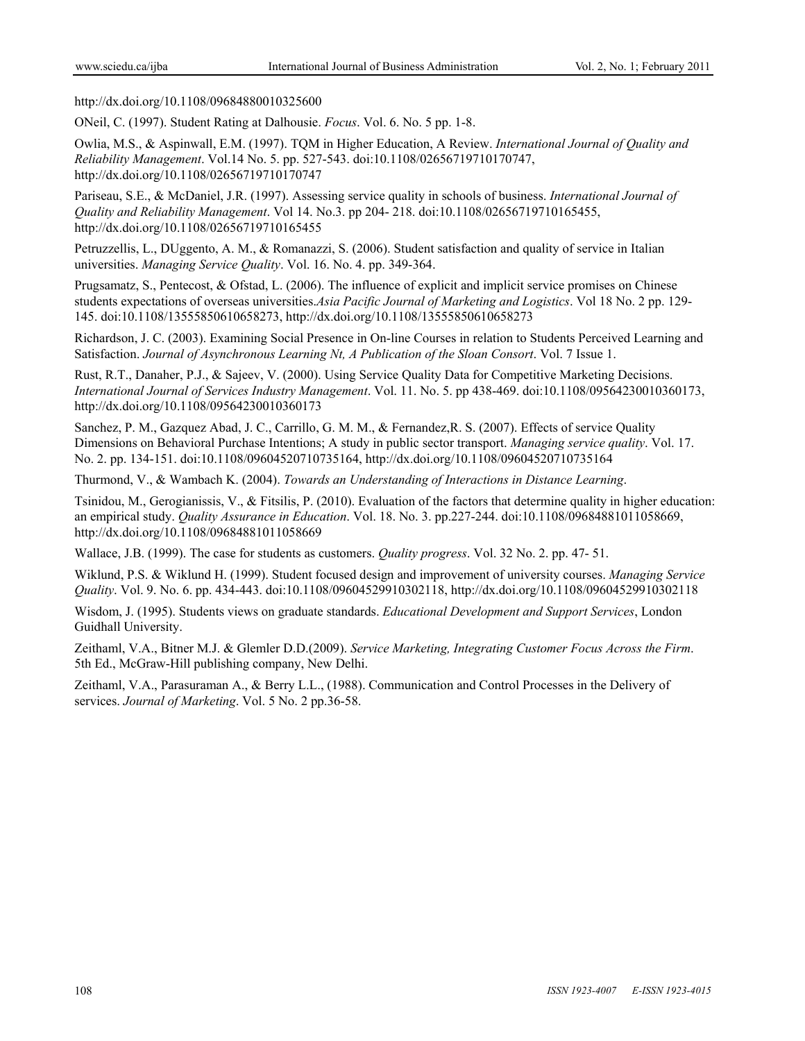http://dx.doi.org/10.1108/09684880010325600

ONeil, C. (1997). Student Rating at Dalhousie. *Focus*. Vol. 6. No. 5 pp. 1-8.

Owlia, M.S., & Aspinwall, E.M. (1997). TQM in Higher Education, A Review. *International Journal of Quality and Reliability Management*. Vol.14 No. 5. pp. 527-543. doi:10.1108/02656719710170747, http://dx.doi.org/10.1108/02656719710170747

Pariseau, S.E., & McDaniel, J.R. (1997). Assessing service quality in schools of business. *International Journal of Quality and Reliability Management*. Vol 14. No.3. pp 204- 218. doi:10.1108/02656719710165455, http://dx.doi.org/10.1108/02656719710165455

Petruzzellis, L., DUggento, A. M., & Romanazzi, S. (2006). Student satisfaction and quality of service in Italian universities. *Managing Service Quality*. Vol. 16. No. 4. pp. 349-364.

Prugsamatz, S., Pentecost, & Ofstad, L. (2006). The influence of explicit and implicit service promises on Chinese students expectations of overseas universities.*Asia Pacific Journal of Marketing and Logistics*. Vol 18 No. 2 pp. 129-145. doi:10.1108/13555850610658273, http://dx.doi.org/10.1108/13555850610658273

Richardson, J. C. (2003). Examining Social Presence in On-line Courses in relation to Students Perceived Learning and Satisfaction. *Journal of Asynchronous Learning Nt, A Publication of the Sloan Consort*. Vol. 7 Issue 1.

Rust, R.T., Danaher, P.J., & Sajeev, V. (2000). Using Service Quality Data for Competitive Marketing Decisions. *International Journal of Services Industry Management*. Vol. 11. No. 5. pp 438-469. doi:10.1108/09564230010360173, http://dx.doi.org/10.1108/09564230010360173

Sanchez, P. M., Gazquez Abad, J. C., Carrillo, G. M. M., & Fernandez,R. S. (2007). Effects of service Quality Dimensions on Behavioral Purchase Intentions; A study in public sector transport. *Managing service quality*. Vol. 17. No. 2. pp. 134-151. doi:10.1108/09604520710735164, http://dx.doi.org/10.1108/09604520710735164

Thurmond, V., & Wambach K. (2004). *Towards an Understanding of Interactions in Distance Learning*.

Tsinidou, M., Gerogianissis, V., & Fitsilis, P. (2010). Evaluation of the factors that determine quality in higher education: an empirical study. *Quality Assurance in Education*. Vol. 18. No. 3. pp.227-244. doi:10.1108/09684881011058669, http://dx.doi.org/10.1108/09684881011058669

Wallace, J.B. (1999). The case for students as customers. *Quality progress*. Vol. 32 No. 2. pp. 47- 51.

Wiklund, P.S. & Wiklund H. (1999). Student focused design and improvement of university courses. *Managing Service Quality*. Vol. 9. No. 6. pp. 434-443. doi:10.1108/09604529910302118, http://dx.doi.org/10.1108/09604529910302118

Wisdom, J. (1995). Students views on graduate standards. *Educational Development and Support Services*, London Guidhall University.

Zeithaml, V.A., Bitner M.J. & Glemler D.D.(2009). *Service Marketing, Integrating Customer Focus Across the Firm*. 5th Ed., McGraw-Hill publishing company, New Delhi.

Zeithaml, V.A., Parasuraman A., & Berry L.L., (1988). Communication and Control Processes in the Delivery of services. *Journal of Marketing*. Vol. 5 No. 2 pp.36-58.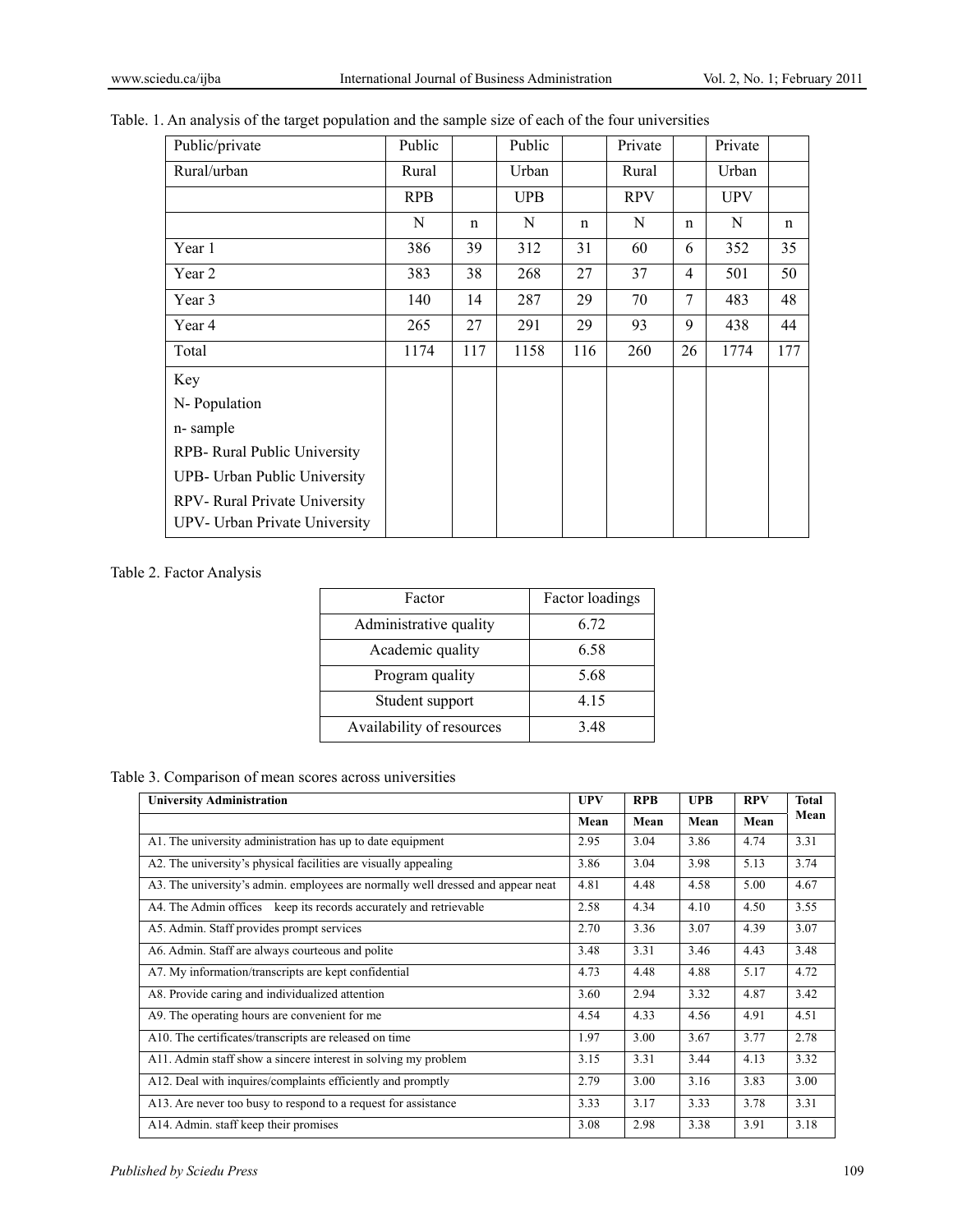Table. 1. An analysis of the target population and the sample size of each of the four universities

| Public/private | Public | | Public | | Private | | Private | |
|---|---|---|---|---|---|---|---|---|
| Rural/urban | Rural | | Urban | | Rural | | Urban | |
| | RPB | | UPB | | RPV | | UPV | |
| | N | n | N | n | N | n | N | n |
| Year 1 | 386 | 39 | 312 | 31 | 60 | 6 | 352 | 35 |
| Year 2 | 383 | 38 | 268 | 27 | 37 | 4 | 501 | 50 |
| Year 3 | 140 | 14 | 287 | 29 | 70 | 7 | 483 | 48 |
| Year 4 | 265 | 27 | 291 | 29 | 93 | 9 | 438 | 44 |
| Total | 1174 | 117 | 1158 | 116 | 260 | 26 | 1774 | 177 |
| Key<br>N- Population<br>n- sample<br>RPB- Rural Public University<br>UPB- Urban Public University<br>RPV- Rural Private University<br>UPV- Urban Private University | | | | | | | | |

Table 2. Factor Analysis

| Factor | Factor loadings |
|---|---|
| Administrative quality | 6.72 |
| Academic quality | 6.58 |
| Program quality | 5.68 |
| Student support | 4.15 |
| Availability of resources | 3.48 |

Table 3. Comparison of mean scores across universities

| **University Administration** | **UPV** | **RPB** | **UPB** | **RPV** | **Total Mean** |
|---|---|---|---|---|---|
| | **Mean** | **Mean** | **Mean** | **Mean** | |
| A1. The university administration has up to date equipment | 2.95 | 3.04 | 3.86 | 4.74 | 3.31 |
| A2. The university's physical facilities are visually appealing | 3.86 | 3.04 | 3.98 | 5.13 | 3.74 |
| A3. The university's admin. employees are normally well dressed and appear neat | 4.81 | 4.48 | 4.58 | 5.00 | 4.67 |
| A4. The Admin offices keep its records accurately and retrievable | 2.58 | 4.34 | 4.10 | 4.50 | 3.55 |
| A5. Admin. Staff provides prompt services | 2.70 | 3.36 | 3.07 | 4.39 | 3.07 |
| A6. Admin. Staff are always courteous and polite | 3.48 | 3.31 | 3.46 | 4.43 | 3.48 |
| A7. My information/transcripts are kept confidential | 4.73 | 4.48 | 4.88 | 5.17 | 4.72 |
| A8. Provide caring and individualized attention | 3.60 | 2.94 | 3.32 | 4.87 | 3.42 |
| A9. The operating hours are convenient for me | 4.54 | 4.33 | 4.56 | 4.91 | 4.51 |
| A10. The certificates/transcripts are released on time | 1.97 | 3.00 | 3.67 | 3.77 | 2.78 |
| A11. Admin staff show a sincere interest in solving my problem | 3.15 | 3.31 | 3.44 | 4.13 | 3.32 |
| A12. Deal with inquires/complaints efficiently and promptly | 2.79 | 3.00 | 3.16 | 3.83 | 3.00 |
| A13. Are never too busy to respond to a request for assistance | 3.33 | 3.17 | 3.33 | 3.78 | 3.31 |
| A14. Admin. staff keep their promises | 3.08 | 2.98 | 3.38 | 3.91 | 3.18 |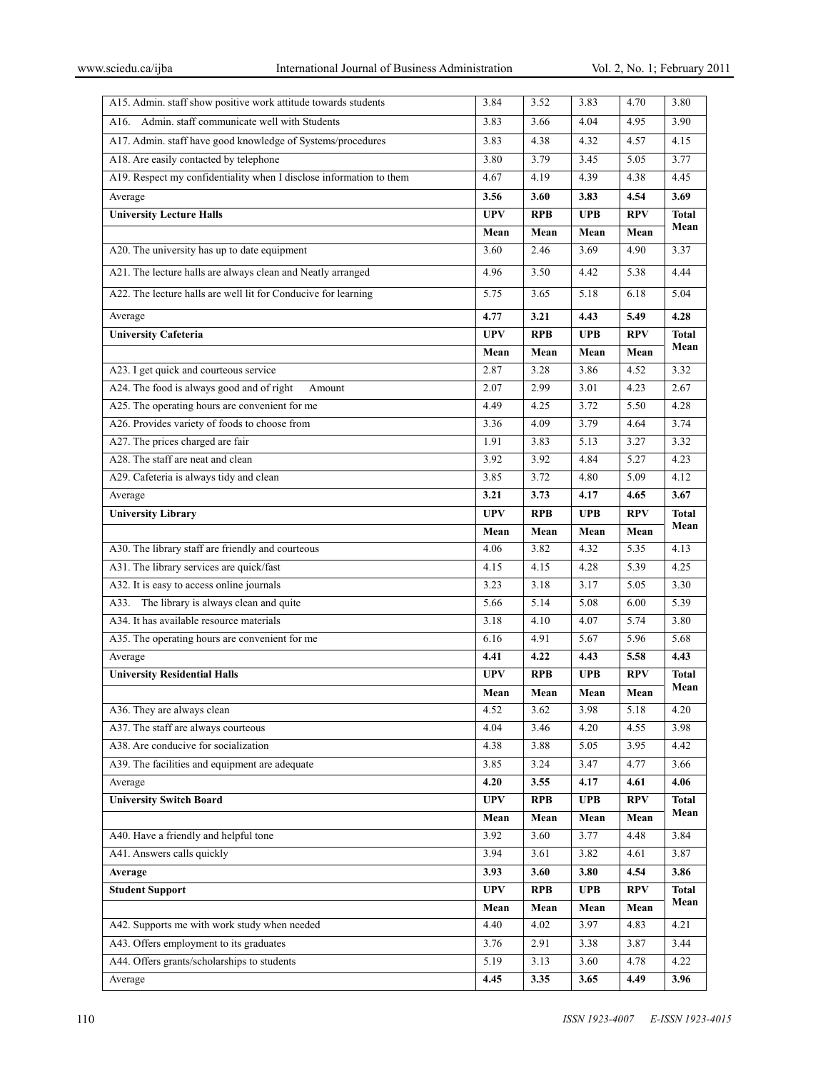| | | | | | |
|---|---|---|---|---|---|
| A15. Admin. staff show positive work attitude towards students | 3.84 | 3.52 | 3.83 | 4.70 | 3.80 |
| A16. Admin. staff communicate well with Students | 3.83 | 3.66 | 4.04 | 4.95 | 3.90 |
| A17. Admin. staff have good knowledge of Systems/procedures | 3.83 | 4.38 | 4.32 | 4.57 | 4.15 |
| A18. Are easily contacted by telephone | 3.80 | 3.79 | 3.45 | 5.05 | 3.77 |
| A19. Respect my confidentiality when I disclose information to them | 4.67 | 4.19 | 4.39 | 4.38 | 4.45 |
| Average | **3.56** | **3.60** | **3.83** | **4.54** | **3.69** |
| **University Lecture Halls** | **UPV** | **RPB** | **UPB** | **RPV** | **Total Mean** |
| | **Mean** | **Mean** | **Mean** | **Mean** | |
| A20. The university has up to date equipment | 3.60 | 2.46 | 3.69 | 4.90 | 3.37 |
| A21. The lecture halls are always clean and Neatly arranged | 4.96 | 3.50 | 4.42 | 5.38 | 4.44 |
| A22. The lecture halls are well lit for Conducive for learning | 5.75 | 3.65 | 5.18 | 6.18 | 5.04 |
| Average | **4.77** | **3.21** | **4.43** | **5.49** | **4.28** |
| **University Cafeteria** | **UPV** | **RPB** | **UPB** | **RPV** | **Total Mean** |
| | **Mean** | **Mean** | **Mean** | **Mean** | |
| A23. I get quick and courteous service | 2.87 | 3.28 | 3.86 | 4.52 | 3.32 |
| A24. The food is always good and of right Amount | 2.07 | 2.99 | 3.01 | 4.23 | 2.67 |
| A25. The operating hours are convenient for me | 4.49 | 4.25 | 3.72 | 5.50 | 4.28 |
| A26. Provides variety of foods to choose from | 3.36 | 4.09 | 3.79 | 4.64 | 3.74 |
| A27. The prices charged are fair | 1.91 | 3.83 | 5.13 | 3.27 | 3.32 |
| A28. The staff are neat and clean | 3.92 | 3.92 | 4.84 | 5.27 | 4.23 |
| A29. Cafeteria is always tidy and clean | 3.85 | 3.72 | 4.80 | 5.09 | 4.12 |
| Average | **3.21** | **3.73** | **4.17** | **4.65** | **3.67** |
| **University Library** | **UPV** | **RPB** | **UPB** | **RPV** | **Total Mean** |
| | **Mean** | **Mean** | **Mean** | **Mean** | |
| A30. The library staff are friendly and courteous | 4.06 | 3.82 | 4.32 | 5.35 | 4.13 |
| A31. The library services are quick/fast | 4.15 | 4.15 | 4.28 | 5.39 | 4.25 |
| A32. It is easy to access online journals | 3.23 | 3.18 | 3.17 | 5.05 | 3.30 |
| A33. The library is always clean and quite | 5.66 | 5.14 | 5.08 | 6.00 | 5.39 |
| A34. It has available resource materials | 3.18 | 4.10 | 4.07 | 5.74 | 3.80 |
| A35. The operating hours are convenient for me | 6.16 | 4.91 | 5.67 | 5.96 | 5.68 |
| Average | **4.41** | **4.22** | **4.43** | **5.58** | **4.43** |
| **University Residential Halls** | **UPV** | **RPB** | **UPB** | **RPV** | **Total Mean** |
| | **Mean** | **Mean** | **Mean** | **Mean** | |
| A36. They are always clean | 4.52 | 3.62 | 3.98 | 5.18 | 4.20 |
| A37. The staff are always courteous | 4.04 | 3.46 | 4.20 | 4.55 | 3.98 |
| A38. Are conducive for socialization | 4.38 | 3.88 | 5.05 | 3.95 | 4.42 |
| A39. The facilities and equipment are adequate | 3.85 | 3.24 | 3.47 | 4.77 | 3.66 |
| Average | **4.20** | **3.55** | **4.17** | **4.61** | **4.06** |
| **University Switch Board** | **UPV** | **RPB** | **UPB** | **RPV** | **Total Mean** |
| | **Mean** | **Mean** | **Mean** | **Mean** | |
| A40. Have a friendly and helpful tone | 3.92 | 3.60 | 3.77 | 4.48 | 3.84 |
| A41. Answers calls quickly | 3.94 | 3.61 | 3.82 | 4.61 | 3.87 |
| **Average** | **3.93** | **3.60** | **3.80** | **4.54** | **3.86** |
| **Student Support** | **UPV** | **RPB** | **UPB** | **RPV** | **Total Mean** |
| | **Mean** | **Mean** | **Mean** | **Mean** | |
| A42. Supports me with work study when needed | 4.40 | 4.02 | 3.97 | 4.83 | 4.21 |
| A43. Offers employment to its graduates | 3.76 | 2.91 | 3.38 | 3.87 | 3.44 |
| A44. Offers grants/scholarships to students | 5.19 | 3.13 | 3.60 | 4.78 | 4.22 |
| Average | **4.45** | **3.35** | **3.65** | **4.49** | **3.96** |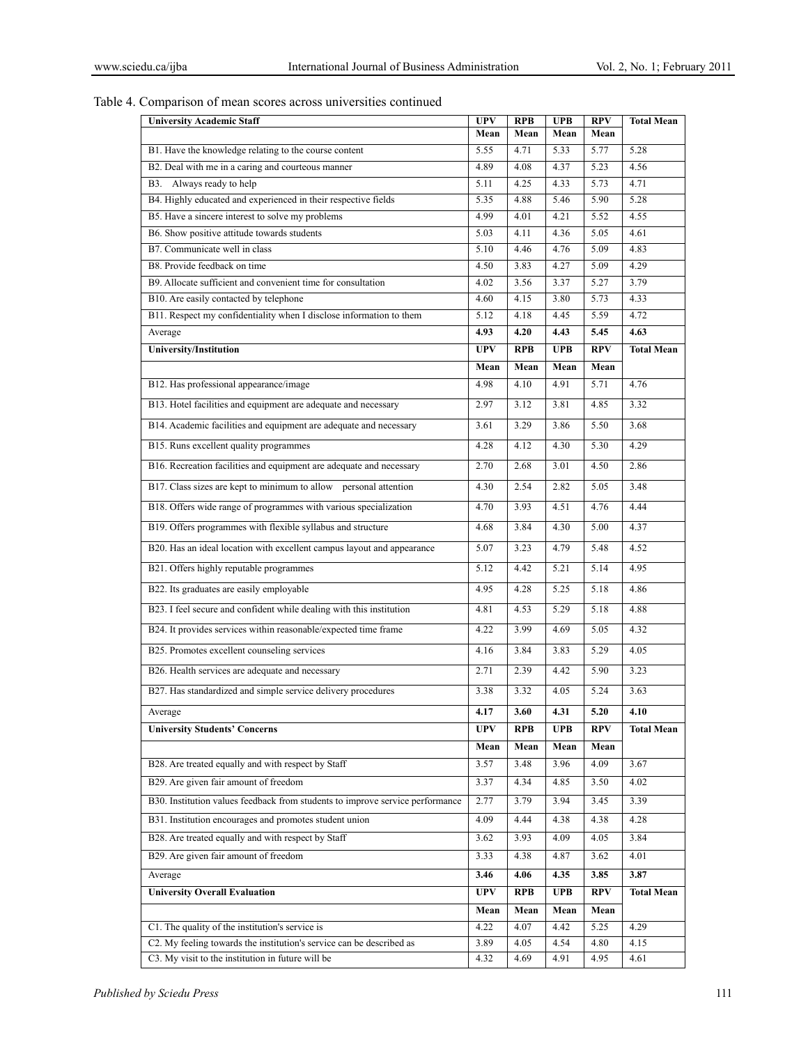Table 4. Comparison of mean scores across universities continued

| University Academic Staff | UPV | RPB | UPB | RPV | Total Mean |
|---|---|---|---|---|---|
| | Mean | Mean | Mean | Mean | |
| B1. Have the knowledge relating to the course content | 5.55 | 4.71 | 5.33 | 5.77 | 5.28 |
| B2. Deal with me in a caring and courteous manner | 4.89 | 4.08 | 4.37 | 5.23 | 4.56 |
| B3. Always ready to help | 5.11 | 4.25 | 4.33 | 5.73 | 4.71 |
| B4. Highly educated and experienced in their respective fields | 5.35 | 4.88 | 5.46 | 5.90 | 5.28 |
| B5. Have a sincere interest to solve my problems | 4.99 | 4.01 | 4.21 | 5.52 | 4.55 |
| B6. Show positive attitude towards students | 5.03 | 4.11 | 4.36 | 5.05 | 4.61 |
| B7. Communicate well in class | 5.10 | 4.46 | 4.76 | 5.09 | 4.83 |
| B8. Provide feedback on time | 4.50 | 3.83 | 4.27 | 5.09 | 4.29 |
| B9. Allocate sufficient and convenient time for consultation | 4.02 | 3.56 | 3.37 | 5.27 | 3.79 |
| B10. Are easily contacted by telephone | 4.60 | 4.15 | 3.80 | 5.73 | 4.33 |
| B11. Respect my confidentiality when I disclose information to them | 5.12 | 4.18 | 4.45 | 5.59 | 4.72 |
| Average | **4.93** | **4.20** | **4.43** | **5.45** | **4.63** |
| **University/Institution** | **UPV** | **RPB** | **UPB** | **RPV** | **Total Mean** |
| | **Mean** | **Mean** | **Mean** | **Mean** | |
| B12. Has professional appearance/image | 4.98 | 4.10 | 4.91 | 5.71 | 4.76 |
| B13. Hotel facilities and equipment are adequate and necessary | 2.97 | 3.12 | 3.81 | 4.85 | 3.32 |
| B14. Academic facilities and equipment are adequate and necessary | 3.61 | 3.29 | 3.86 | 5.50 | 3.68 |
| B15. Runs excellent quality programmes | 4.28 | 4.12 | 4.30 | 5.30 | 4.29 |
| B16. Recreation facilities and equipment are adequate and necessary | 2.70 | 2.68 | 3.01 | 4.50 | 2.86 |
| B17. Class sizes are kept to minimum to allow personal attention | 4.30 | 2.54 | 2.82 | 5.05 | 3.48 |
| B18. Offers wide range of programmes with various specialization | 4.70 | 3.93 | 4.51 | 4.76 | 4.44 |
| B19. Offers programmes with flexible syllabus and structure | 4.68 | 3.84 | 4.30 | 5.00 | 4.37 |
| B20. Has an ideal location with excellent campus layout and appearance | 5.07 | 3.23 | 4.79 | 5.48 | 4.52 |
| B21. Offers highly reputable programmes | 5.12 | 4.42 | 5.21 | 5.14 | 4.95 |
| B22. Its graduates are easily employable | 4.95 | 4.28 | 5.25 | 5.18 | 4.86 |
| B23. I feel secure and confident while dealing with this institution | 4.81 | 4.53 | 5.29 | 5.18 | 4.88 |
| B24. It provides services within reasonable/expected time frame | 4.22 | 3.99 | 4.69 | 5.05 | 4.32 |
| B25. Promotes excellent counseling services | 4.16 | 3.84 | 3.83 | 5.29 | 4.05 |
| B26. Health services are adequate and necessary | 2.71 | 2.39 | 4.42 | 5.90 | 3.23 |
| B27. Has standardized and simple service delivery procedures | 3.38 | 3.32 | 4.05 | 5.24 | 3.63 |
| Average | **4.17** | **3.60** | **4.31** | **5.20** | **4.10** |
| **University Students' Concerns** | **UPV** | **RPB** | **UPB** | **RPV** | **Total Mean** |
| | **Mean** | **Mean** | **Mean** | **Mean** | |
| B28. Are treated equally and with respect by Staff | 3.57 | 3.48 | 3.96 | 4.09 | 3.67 |
| B29. Are given fair amount of freedom | 3.37 | 4.34 | 4.85 | 3.50 | 4.02 |
| B30. Institution values feedback from students to improve service performance | 2.77 | 3.79 | 3.94 | 3.45 | 3.39 |
| B31. Institution encourages and promotes student union | 4.09 | 4.44 | 4.38 | 4.38 | 4.28 |
| B28. Are treated equally and with respect by Staff | 3.62 | 3.93 | 4.09 | 4.05 | 3.84 |
| B29. Are given fair amount of freedom | 3.33 | 4.38 | 4.87 | 3.62 | 4.01 |
| Average | **3.46** | **4.06** | **4.35** | **3.85** | **3.87** |
| **University Overall Evaluation** | **UPV** | **RPB** | **UPB** | **RPV** | **Total Mean** |
| | **Mean** | **Mean** | **Mean** | **Mean** | |
| C1. The quality of the institution's service is | 4.22 | 4.07 | 4.42 | 5.25 | 4.29 |
| C2. My feeling towards the institution's service can be described as | 3.89 | 4.05 | 4.54 | 4.80 | 4.15 |
| C3. My visit to the institution in future will be | 4.32 | 4.69 | 4.91 | 4.95 | 4.61 |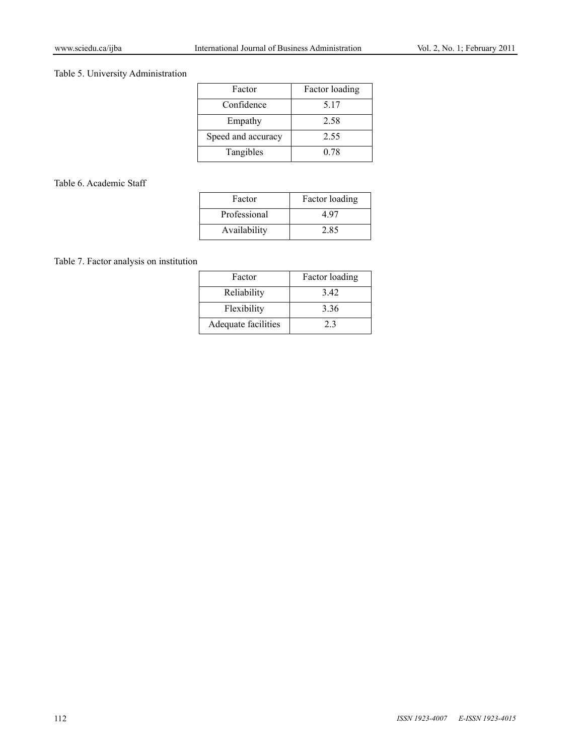Table 5. University Administration

| Factor | Factor loading |
| --- | --- |
| Confidence | 5.17 |
| Empathy | 2.58 |
| Speed and accuracy | 2.55 |
| Tangibles | 0.78 |

Table 6. Academic Staff

| Factor | Factor loading |
| --- | --- |
| Professional | 4.97 |
| Availability | 2.85 |

Table 7. Factor analysis on institution

| Factor | Factor loading |
| --- | --- |
| Reliability | 3.42 |
| Flexibility | 3.36 |
| Adequate facilities | 2.3 |